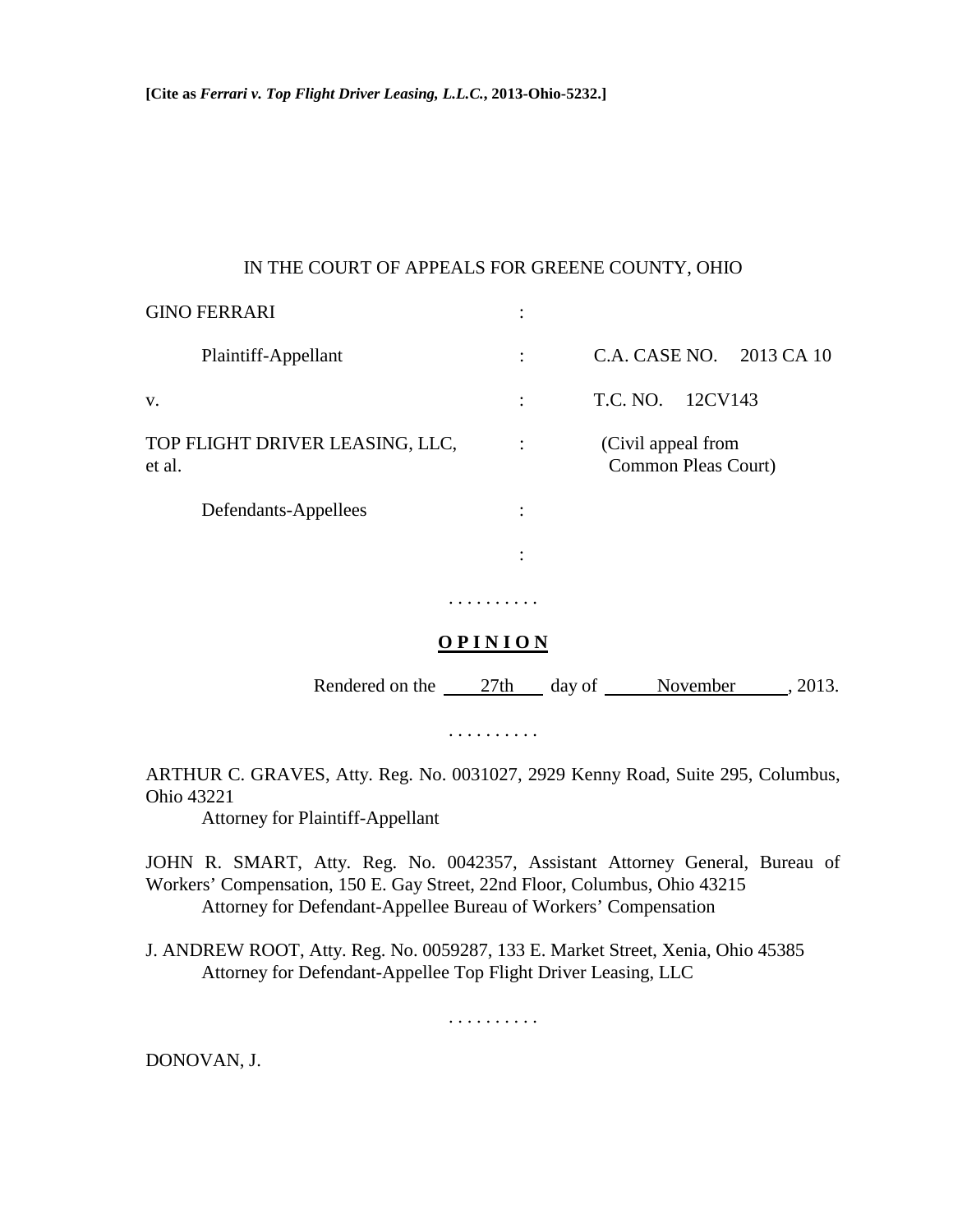**[Cite as *Ferrari v. Top Flight Driver Leasing, L.L.C.*, 2013-Ohio-5232.]**

IN THE COURT OF APPEALS FOR GREENE COUNTY, OHIO

| | | |
|---|---|---|
| GINO FERRARI | : | |
| Plaintiff-Appellant | : | C.A. CASE NO. 2013 CA 10 |
| v. | : | T.C. NO. 12CV143 |
| TOP FLIGHT DRIVER LEASING, LLC, et al. | : | (Civil appeal from Common Pleas Court) |
| Defendants-Appellees | : | |
| | : | |

. . . . . . . . . .

**O P I N I O N**

Rendered on the 27th day of November, 2013.

. . . . . . . . . .

ARTHUR C. GRAVES, Atty. Reg. No. 0031027, 2929 Kenny Road, Suite 295, Columbus, Ohio 43221
Attorney for Plaintiff-Appellant

JOHN R. SMART, Atty. Reg. No. 0042357, Assistant Attorney General, Bureau of Workers' Compensation, 150 E. Gay Street, 22nd Floor, Columbus, Ohio 43215
Attorney for Defendant-Appellee Bureau of Workers' Compensation

J. ANDREW ROOT, Atty. Reg. No. 0059287, 133 E. Market Street, Xenia, Ohio 45385
Attorney for Defendant-Appellee Top Flight Driver Leasing, LLC

. . . . . . . . . .

DONOVAN, J.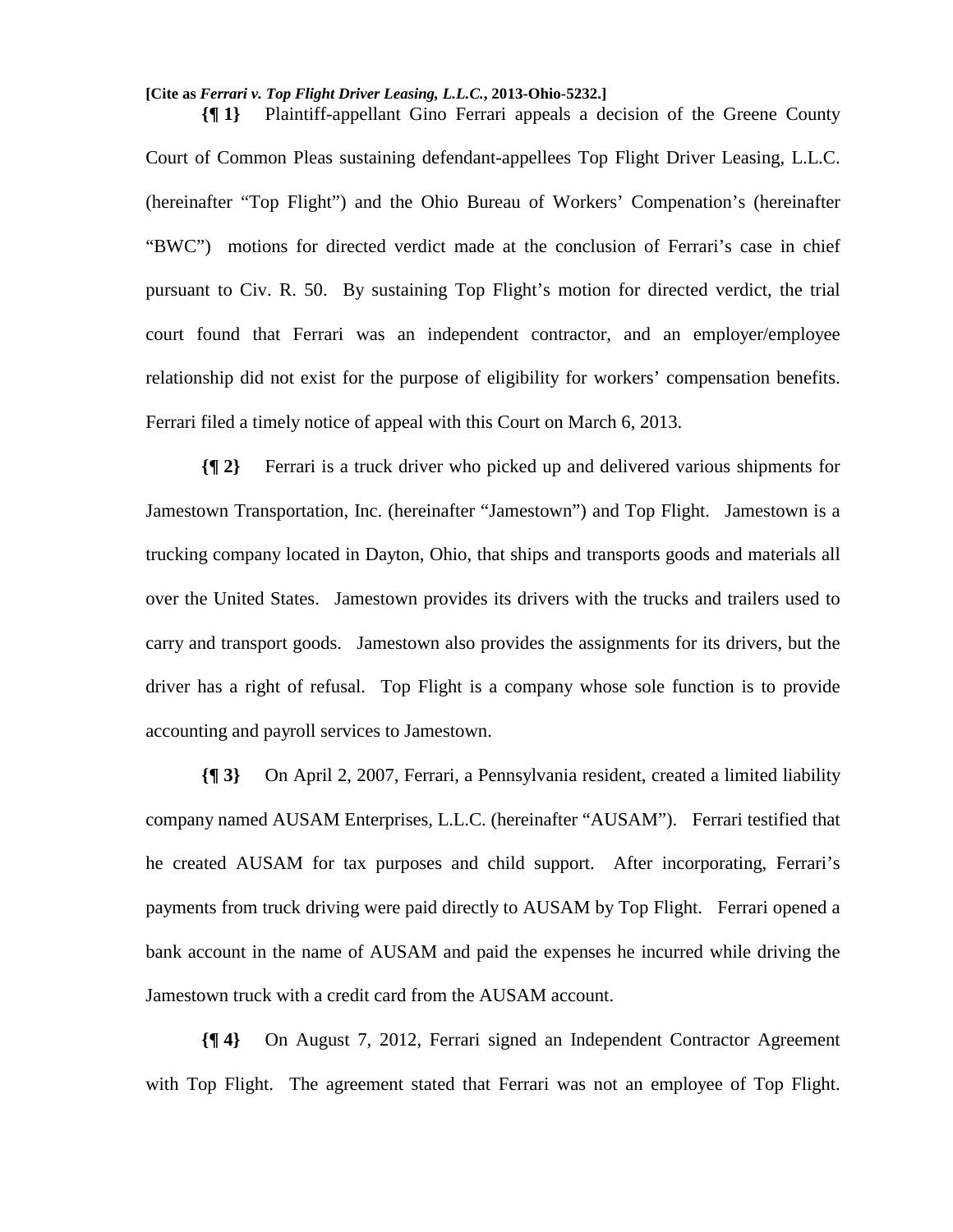**[Cite as *Ferrari v. Top Flight Driver Leasing, L.L.C.*, 2013-Ohio-5232.]**

**{¶ 1}** Plaintiff-appellant Gino Ferrari appeals a decision of the Greene County Court of Common Pleas sustaining defendant-appellees Top Flight Driver Leasing, L.L.C. (hereinafter "Top Flight") and the Ohio Bureau of Workers' Compenation's (hereinafter "BWC") motions for directed verdict made at the conclusion of Ferrari's case in chief pursuant to Civ. R. 50. By sustaining Top Flight's motion for directed verdict, the trial court found that Ferrari was an independent contractor, and an employer/employee relationship did not exist for the purpose of eligibility for workers' compensation benefits. Ferrari filed a timely notice of appeal with this Court on March 6, 2013.

**{¶ 2}** Ferrari is a truck driver who picked up and delivered various shipments for Jamestown Transportation, Inc. (hereinafter "Jamestown") and Top Flight. Jamestown is a trucking company located in Dayton, Ohio, that ships and transports goods and materials all over the United States. Jamestown provides its drivers with the trucks and trailers used to carry and transport goods. Jamestown also provides the assignments for its drivers, but the driver has a right of refusal. Top Flight is a company whose sole function is to provide accounting and payroll services to Jamestown.

**{¶ 3}** On April 2, 2007, Ferrari, a Pennsylvania resident, created a limited liability company named AUSAM Enterprises, L.L.C. (hereinafter "AUSAM"). Ferrari testified that he created AUSAM for tax purposes and child support. After incorporating, Ferrari's payments from truck driving were paid directly to AUSAM by Top Flight. Ferrari opened a bank account in the name of AUSAM and paid the expenses he incurred while driving the Jamestown truck with a credit card from the AUSAM account.

**{¶ 4}** On August 7, 2012, Ferrari signed an Independent Contractor Agreement with Top Flight. The agreement stated that Ferrari was not an employee of Top Flight.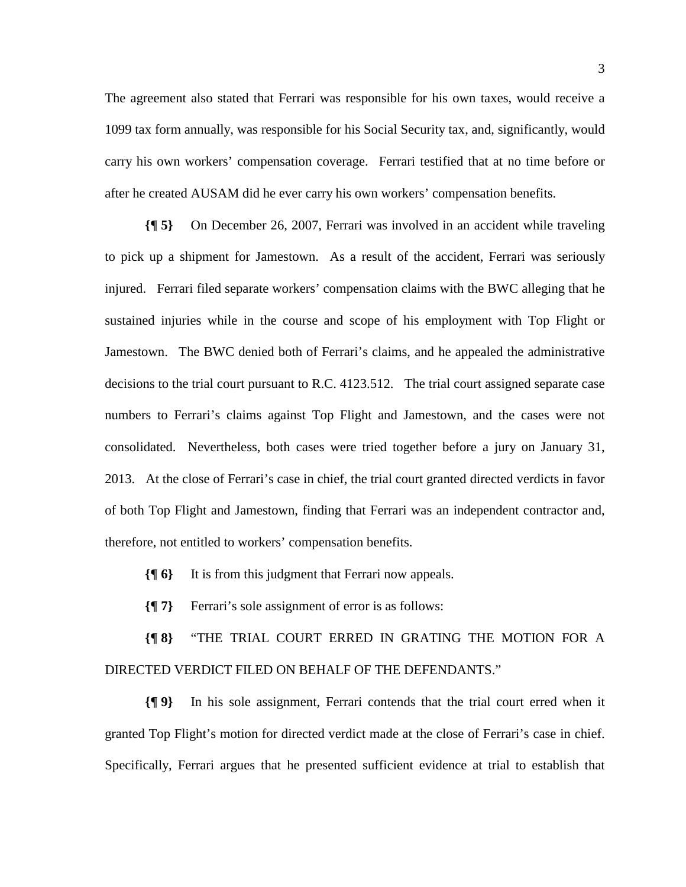The agreement also stated that Ferrari was responsible for his own taxes, would receive a 1099 tax form annually, was responsible for his Social Security tax, and, significantly, would carry his own workers' compensation coverage. Ferrari testified that at no time before or after he created AUSAM did he ever carry his own workers' compensation benefits.

**{¶ 5}** On December 26, 2007, Ferrari was involved in an accident while traveling to pick up a shipment for Jamestown. As a result of the accident, Ferrari was seriously injured. Ferrari filed separate workers' compensation claims with the BWC alleging that he sustained injuries while in the course and scope of his employment with Top Flight or Jamestown. The BWC denied both of Ferrari's claims, and he appealed the administrative decisions to the trial court pursuant to R.C. 4123.512. The trial court assigned separate case numbers to Ferrari's claims against Top Flight and Jamestown, and the cases were not consolidated. Nevertheless, both cases were tried together before a jury on January 31, 2013. At the close of Ferrari's case in chief, the trial court granted directed verdicts in favor of both Top Flight and Jamestown, finding that Ferrari was an independent contractor and, therefore, not entitled to workers' compensation benefits.

**{¶ 6}** It is from this judgment that Ferrari now appeals.

**{¶ 7}** Ferrari's sole assignment of error is as follows:

**{¶ 8}** "THE TRIAL COURT ERRED IN GRATING THE MOTION FOR A DIRECTED VERDICT FILED ON BEHALF OF THE DEFENDANTS."

**{¶ 9}** In his sole assignment, Ferrari contends that the trial court erred when it granted Top Flight's motion for directed verdict made at the close of Ferrari's case in chief. Specifically, Ferrari argues that he presented sufficient evidence at trial to establish that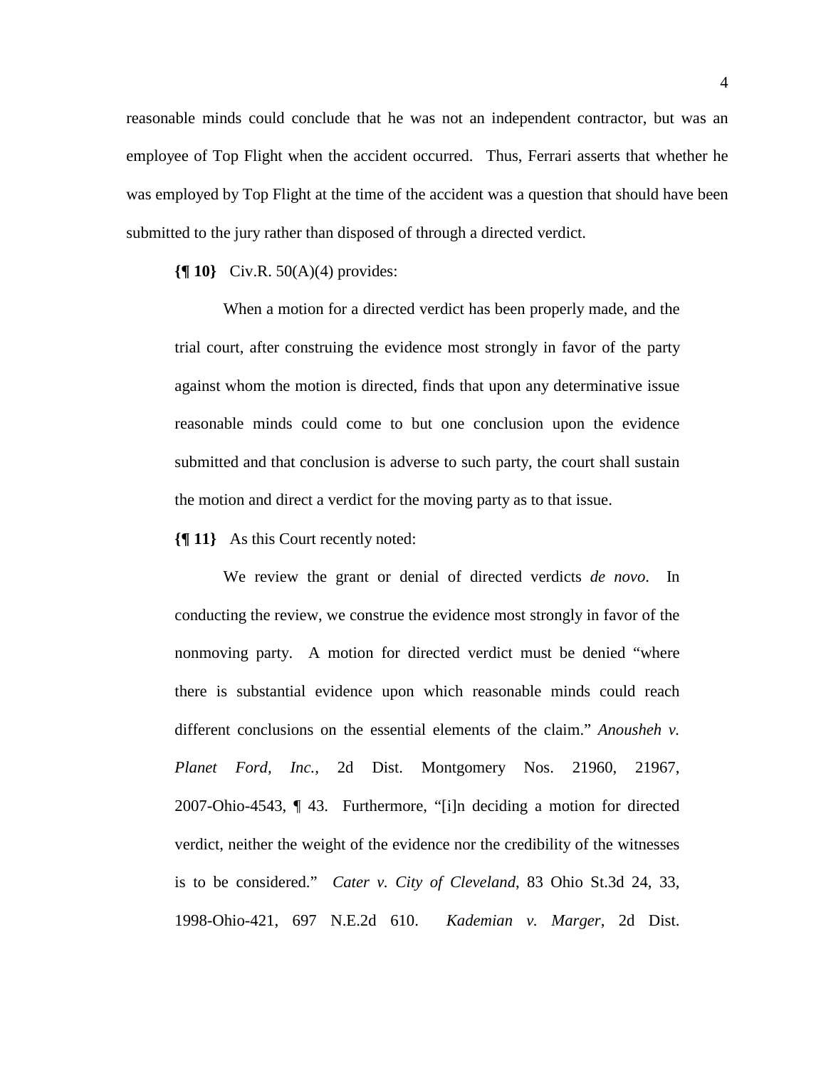reasonable minds could conclude that he was not an independent contractor, but was an employee of Top Flight when the accident occurred. Thus, Ferrari asserts that whether he was employed by Top Flight at the time of the accident was a question that should have been submitted to the jury rather than disposed of through a directed verdict.

**{¶ 10}** Civ.R. 50(A)(4) provides:

> When a motion for a directed verdict has been properly made, and the trial court, after construing the evidence most strongly in favor of the party against whom the motion is directed, finds that upon any determinative issue reasonable minds could come to but one conclusion upon the evidence submitted and that conclusion is adverse to such party, the court shall sustain the motion and direct a verdict for the moving party as to that issue.

**{¶ 11}** As this Court recently noted:

> We review the grant or denial of directed verdicts *de novo*. In conducting the review, we construe the evidence most strongly in favor of the nonmoving party. A motion for directed verdict must be denied "where there is substantial evidence upon which reasonable minds could reach different conclusions on the essential elements of the claim." *Anousheh v. Planet Ford, Inc.*, 2d Dist. Montgomery Nos. 21960, 21967, 2007-Ohio-4543, ¶ 43. Furthermore, "[i]n deciding a motion for directed verdict, neither the weight of the evidence nor the credibility of the witnesses is to be considered." *Cater v. City of Cleveland*, 83 Ohio St.3d 24, 33, 1998-Ohio-421, 697 N.E.2d 610. *Kademian v. Marger*, 2d Dist.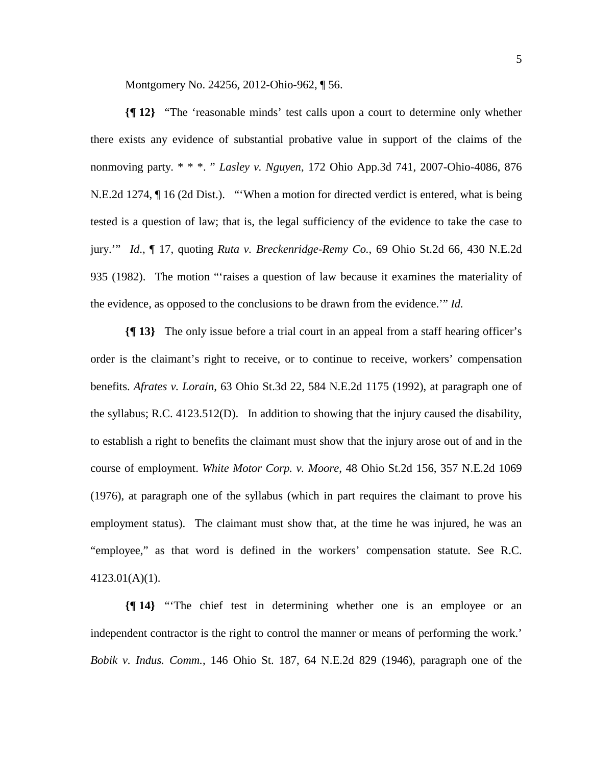Montgomery No. 24256, 2012-Ohio-962, ¶ 56.

**{¶ 12}** "The 'reasonable minds' test calls upon a court to determine only whether there exists any evidence of substantial probative value in support of the claims of the nonmoving party. * * *. " *Lasley v. Nguyen*, 172 Ohio App.3d 741, 2007-Ohio-4086, 876 N.E.2d 1274, ¶ 16 (2d Dist.). "'When a motion for directed verdict is entered, what is being tested is a question of law; that is, the legal sufficiency of the evidence to take the case to jury.'" *Id*., ¶ 17, quoting *Ruta v. Breckenridge-Remy Co.*, 69 Ohio St.2d 66, 430 N.E.2d 935 (1982). The motion "'raises a question of law because it examines the materiality of the evidence, as opposed to the conclusions to be drawn from the evidence.'" *Id.*

**{¶ 13}** The only issue before a trial court in an appeal from a staff hearing officer's order is the claimant's right to receive, or to continue to receive, workers' compensation benefits. *Afrates v. Lorain*, 63 Ohio St.3d 22, 584 N.E.2d 1175 (1992), at paragraph one of the syllabus; R.C. 4123.512(D). In addition to showing that the injury caused the disability, to establish a right to benefits the claimant must show that the injury arose out of and in the course of employment. *White Motor Corp. v. Moore*, 48 Ohio St.2d 156, 357 N.E.2d 1069 (1976), at paragraph one of the syllabus (which in part requires the claimant to prove his employment status). The claimant must show that, at the time he was injured, he was an "employee," as that word is defined in the workers' compensation statute. See R.C. 4123.01(A)(1).

**{¶ 14}** "'The chief test in determining whether one is an employee or an independent contractor is the right to control the manner or means of performing the work.' *Bobik v. Indus. Comm.*, 146 Ohio St. 187, 64 N.E.2d 829 (1946), paragraph one of the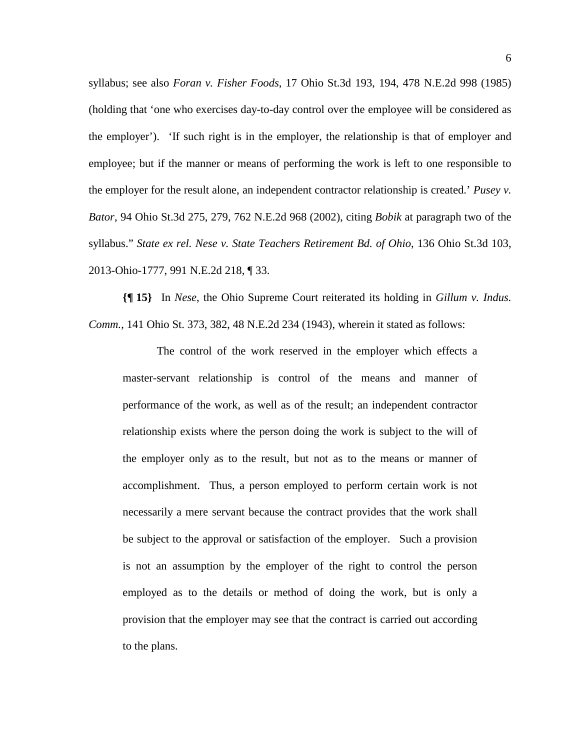syllabus; see also *Foran v. Fisher Foods*, 17 Ohio St.3d 193, 194, 478 N.E.2d 998 (1985) (holding that 'one who exercises day-to-day control over the employee will be considered as the employer'). 'If such right is in the employer, the relationship is that of employer and employee; but if the manner or means of performing the work is left to one responsible to the employer for the result alone, an independent contractor relationship is created.' *Pusey v. Bator*, 94 Ohio St.3d 275, 279, 762 N.E.2d 968 (2002), citing *Bobik* at paragraph two of the syllabus." *State ex rel. Nese v. State Teachers Retirement Bd. of Ohio*, 136 Ohio St.3d 103, 2013-Ohio-1777, 991 N.E.2d 218, ¶ 33.

**{¶ 15}** In *Nese*, the Ohio Supreme Court reiterated its holding in *Gillum v. Indus. Comm.*, 141 Ohio St. 373, 382, 48 N.E.2d 234 (1943), wherein it stated as follows:

> The control of the work reserved in the employer which effects a master-servant relationship is control of the means and manner of performance of the work, as well as of the result; an independent contractor relationship exists where the person doing the work is subject to the will of the employer only as to the result, but not as to the means or manner of accomplishment. Thus, a person employed to perform certain work is not necessarily a mere servant because the contract provides that the work shall be subject to the approval or satisfaction of the employer. Such a provision is not an assumption by the employer of the right to control the person employed as to the details or method of doing the work, but is only a provision that the employer may see that the contract is carried out according to the plans.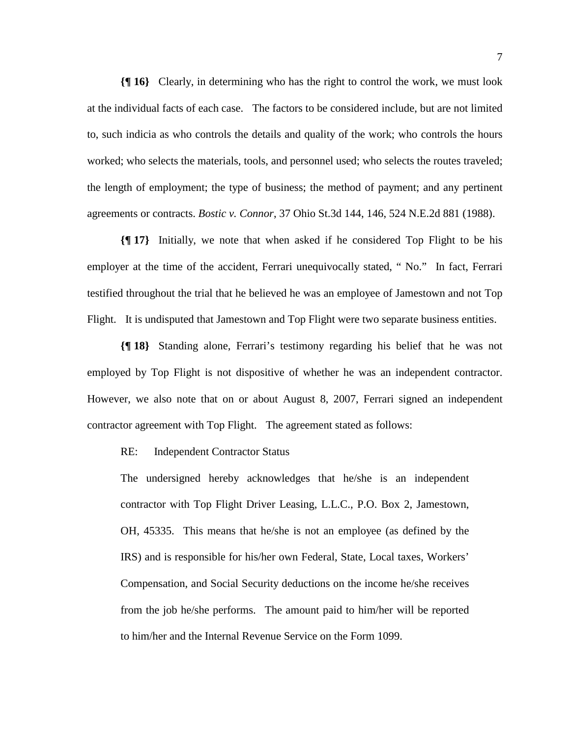**{¶ 16}** Clearly, in determining who has the right to control the work, we must look at the individual facts of each case. The factors to be considered include, but are not limited to, such indicia as who controls the details and quality of the work; who controls the hours worked; who selects the materials, tools, and personnel used; who selects the routes traveled; the length of employment; the type of business; the method of payment; and any pertinent agreements or contracts. *Bostic v. Connor*, 37 Ohio St.3d 144, 146, 524 N.E.2d 881 (1988).

**{¶ 17}** Initially, we note that when asked if he considered Top Flight to be his employer at the time of the accident, Ferrari unequivocally stated, " No." In fact, Ferrari testified throughout the trial that he believed he was an employee of Jamestown and not Top Flight. It is undisputed that Jamestown and Top Flight were two separate business entities.

**{¶ 18}** Standing alone, Ferrari's testimony regarding his belief that he was not employed by Top Flight is not dispositive of whether he was an independent contractor. However, we also note that on or about August 8, 2007, Ferrari signed an independent contractor agreement with Top Flight. The agreement stated as follows:

> RE: Independent Contractor Status
>
> The undersigned hereby acknowledges that he/she is an independent contractor with Top Flight Driver Leasing, L.L.C., P.O. Box 2, Jamestown, OH, 45335. This means that he/she is not an employee (as defined by the IRS) and is responsible for his/her own Federal, State, Local taxes, Workers' Compensation, and Social Security deductions on the income he/she receives from the job he/she performs. The amount paid to him/her will be reported to him/her and the Internal Revenue Service on the Form 1099.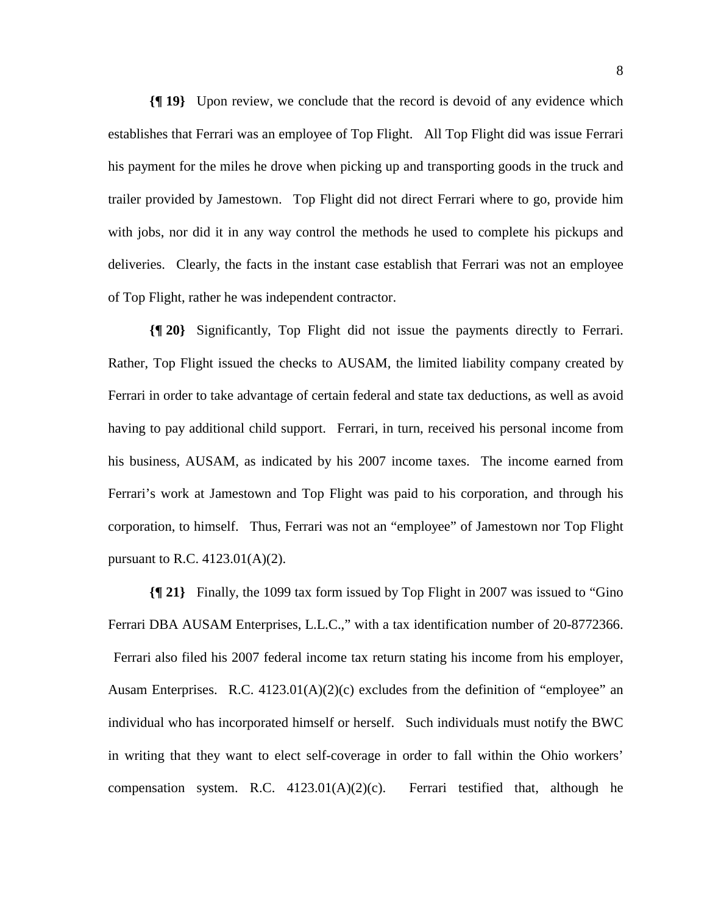**{¶ 19}** Upon review, we conclude that the record is devoid of any evidence which establishes that Ferrari was an employee of Top Flight. All Top Flight did was issue Ferrari his payment for the miles he drove when picking up and transporting goods in the truck and trailer provided by Jamestown. Top Flight did not direct Ferrari where to go, provide him with jobs, nor did it in any way control the methods he used to complete his pickups and deliveries. Clearly, the facts in the instant case establish that Ferrari was not an employee of Top Flight, rather he was independent contractor.

**{¶ 20}** Significantly, Top Flight did not issue the payments directly to Ferrari. Rather, Top Flight issued the checks to AUSAM, the limited liability company created by Ferrari in order to take advantage of certain federal and state tax deductions, as well as avoid having to pay additional child support. Ferrari, in turn, received his personal income from his business, AUSAM, as indicated by his 2007 income taxes. The income earned from Ferrari's work at Jamestown and Top Flight was paid to his corporation, and through his corporation, to himself. Thus, Ferrari was not an "employee" of Jamestown nor Top Flight pursuant to R.C. 4123.01(A)(2).

**{¶ 21}** Finally, the 1099 tax form issued by Top Flight in 2007 was issued to "Gino Ferrari DBA AUSAM Enterprises, L.L.C.," with a tax identification number of 20-8772366. Ferrari also filed his 2007 federal income tax return stating his income from his employer, Ausam Enterprises. R.C. 4123.01(A)(2)(c) excludes from the definition of "employee" an individual who has incorporated himself or herself. Such individuals must notify the BWC in writing that they want to elect self-coverage in order to fall within the Ohio workers' compensation system. R.C. 4123.01(A)(2)(c). Ferrari testified that, although he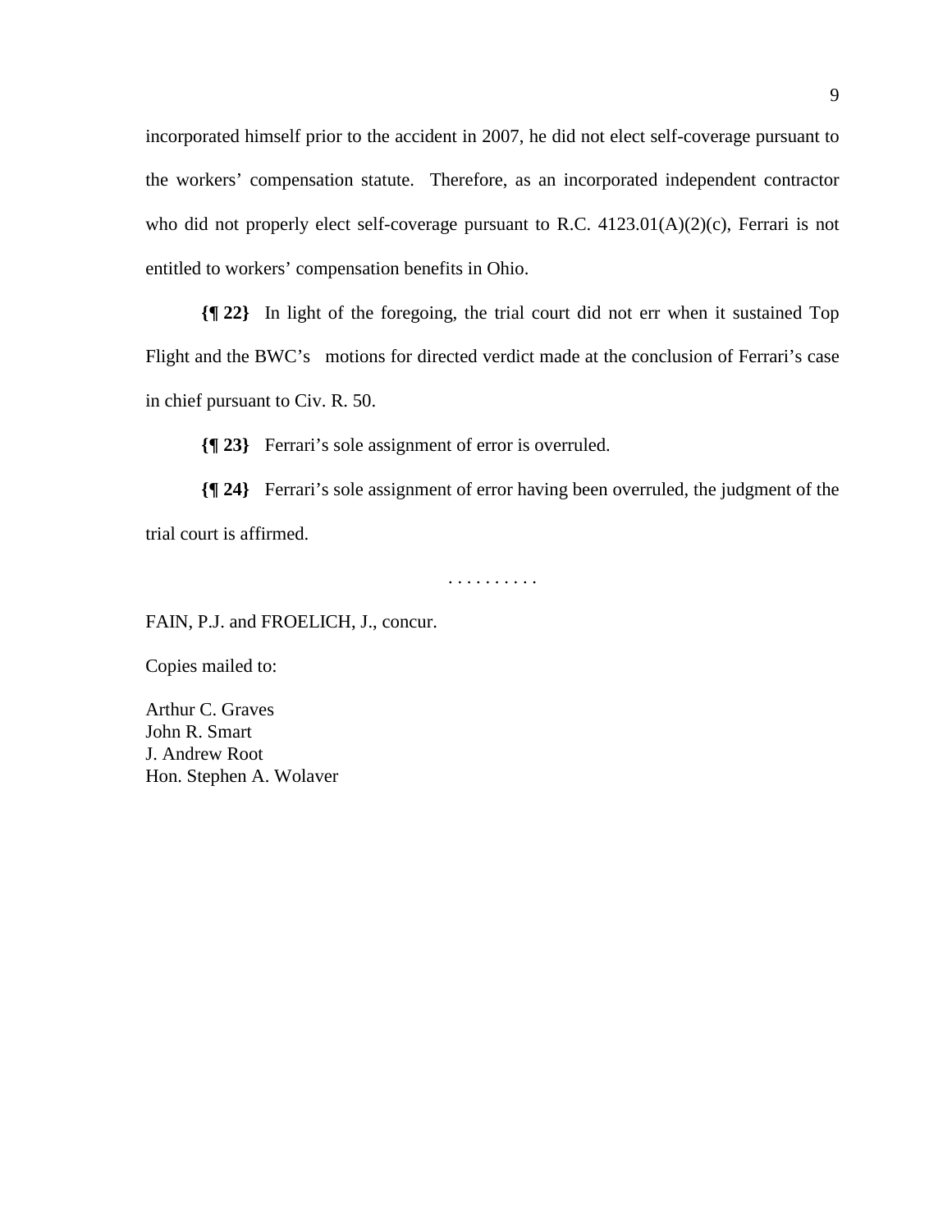incorporated himself prior to the accident in 2007, he did not elect self-coverage pursuant to the workers' compensation statute. Therefore, as an incorporated independent contractor who did not properly elect self-coverage pursuant to R.C. 4123.01(A)(2)(c), Ferrari is not entitled to workers' compensation benefits in Ohio.

**{¶ 22}** In light of the foregoing, the trial court did not err when it sustained Top Flight and the BWC's motions for directed verdict made at the conclusion of Ferrari's case in chief pursuant to Civ. R. 50.

**{¶ 23}** Ferrari's sole assignment of error is overruled.

**{¶ 24}** Ferrari's sole assignment of error having been overruled, the judgment of the trial court is affirmed.

. . . . . . . . . .

FAIN, P.J. and FROELICH, J., concur.

Copies mailed to:

Arthur C. Graves
John R. Smart
J. Andrew Root
Hon. Stephen A. Wolaver